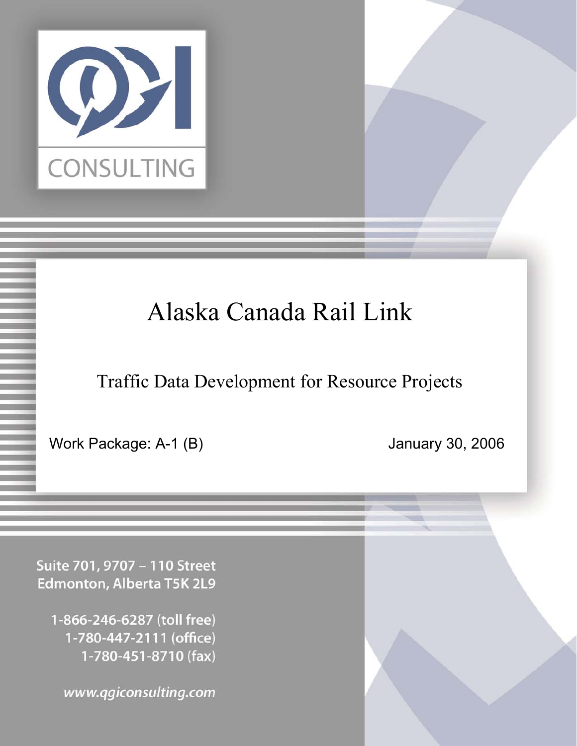QGI CONSULTING

# Alaska Canada Rail Link

## Traffic Data Development for Resource Projects

Work Package: A-1 (B)

January 30, 2006

Suite 701, 9707 – 110 Street
Edmonton, Alberta T5K 2L9

1-866-246-6287 (toll free)
1-780-447-2111 (office)
1-780-451-8710 (fax)

www.qgiconsulting.com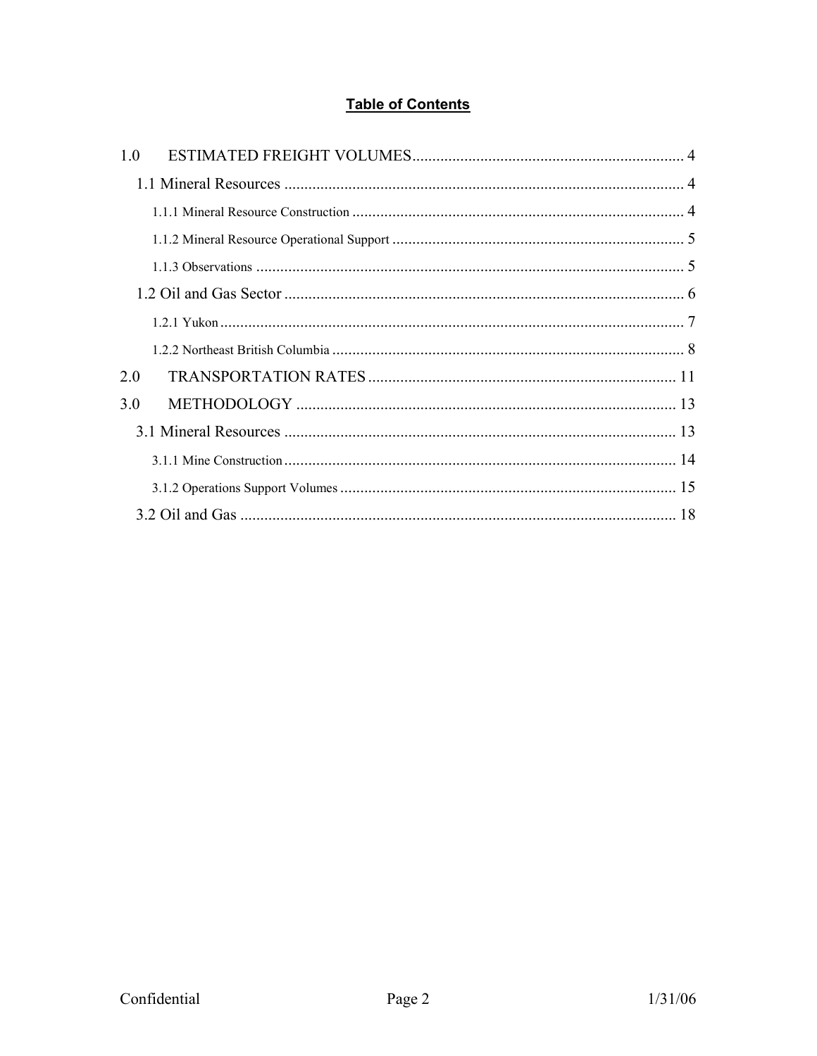## **Table of Contents**

1.0 ESTIMATED FREIGHT VOLUMES ........................................ 4

- 1.1 Mineral Resources ........................................ 4
  - 1.1.1 Mineral Resource Construction ........................................ 4
  - 1.1.2 Mineral Resource Operational Support ........................................ 5
  - 1.1.3 Observations ........................................ 5
- 1.2 Oil and Gas Sector ........................................ 6
  - 1.2.1 Yukon ........................................ 7
  - 1.2.2 Northeast British Columbia ........................................ 8

2.0 TRANSPORTATION RATES ........................................ 11

3.0 METHODOLOGY ........................................ 13

- 3.1 Mineral Resources ........................................ 13
  - 3.1.1 Mine Construction ........................................ 14
  - 3.1.2 Operations Support Volumes ........................................ 15
- 3.2 Oil and Gas ........................................ 18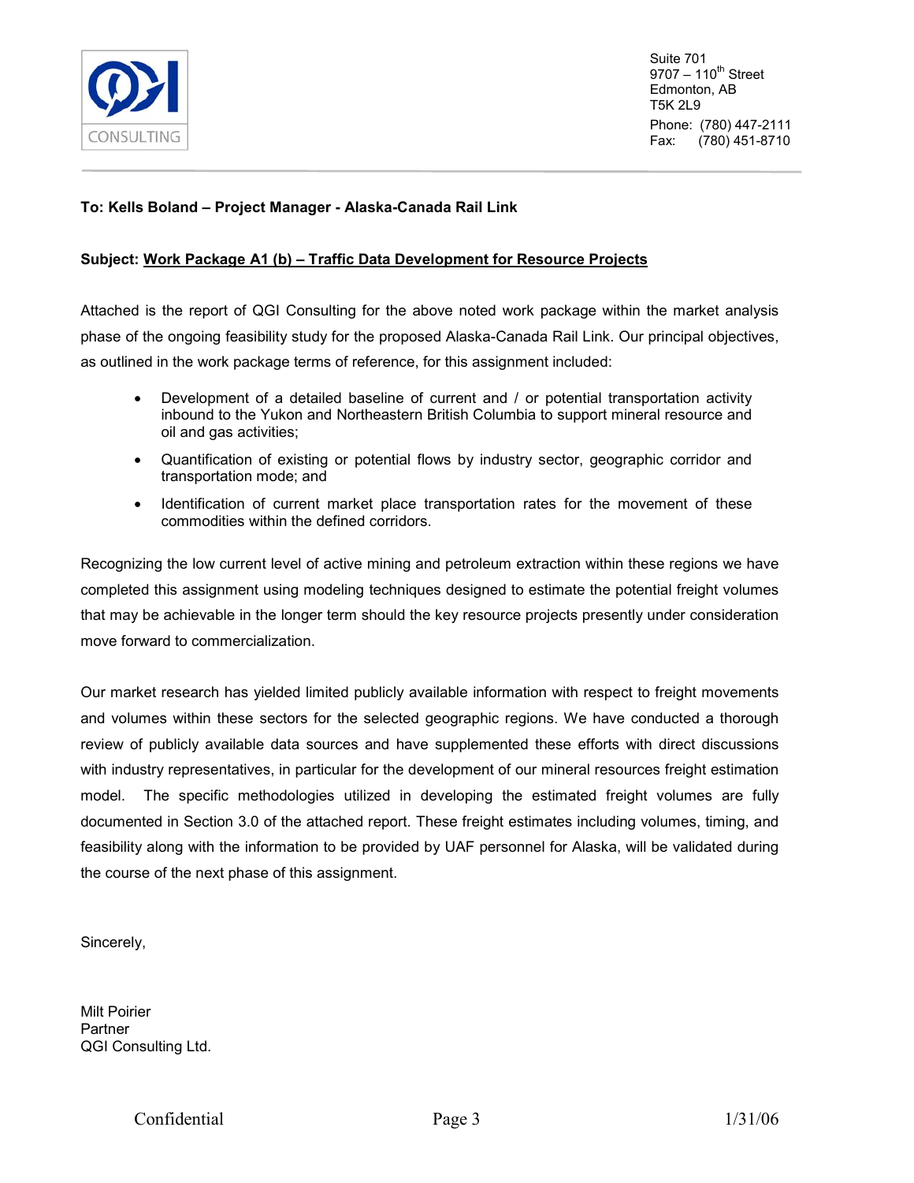CONSULTING

Suite 701
9707 – 110th Street
Edmonton, AB
T5K 2L9

Phone: (780) 447-2111
Fax: (780) 451-8710

**To: Kells Boland – Project Manager - Alaska-Canada Rail Link**

**Subject: Work Package A1 (b) – Traffic Data Development for Resource Projects**

Attached is the report of QGI Consulting for the above noted work package within the market analysis phase of the ongoing feasibility study for the proposed Alaska-Canada Rail Link. Our principal objectives, as outlined in the work package terms of reference, for this assignment included:

- Development of a detailed baseline of current and / or potential transportation activity inbound to the Yukon and Northeastern British Columbia to support mineral resource and oil and gas activities;
- Quantification of existing or potential flows by industry sector, geographic corridor and transportation mode; and
- Identification of current market place transportation rates for the movement of these commodities within the defined corridors.

Recognizing the low current level of active mining and petroleum extraction within these regions we have completed this assignment using modeling techniques designed to estimate the potential freight volumes that may be achievable in the longer term should the key resource projects presently under consideration move forward to commercialization.

Our market research has yielded limited publicly available information with respect to freight movements and volumes within these sectors for the selected geographic regions. We have conducted a thorough review of publicly available data sources and have supplemented these efforts with direct discussions with industry representatives, in particular for the development of our mineral resources freight estimation model. The specific methodologies utilized in developing the estimated freight volumes are fully documented in Section 3.0 of the attached report. These freight estimates including volumes, timing, and feasibility along with the information to be provided by UAF personnel for Alaska, will be validated during the course of the next phase of this assignment.

Sincerely,

Milt Poirier
Partner
QGI Consulting Ltd.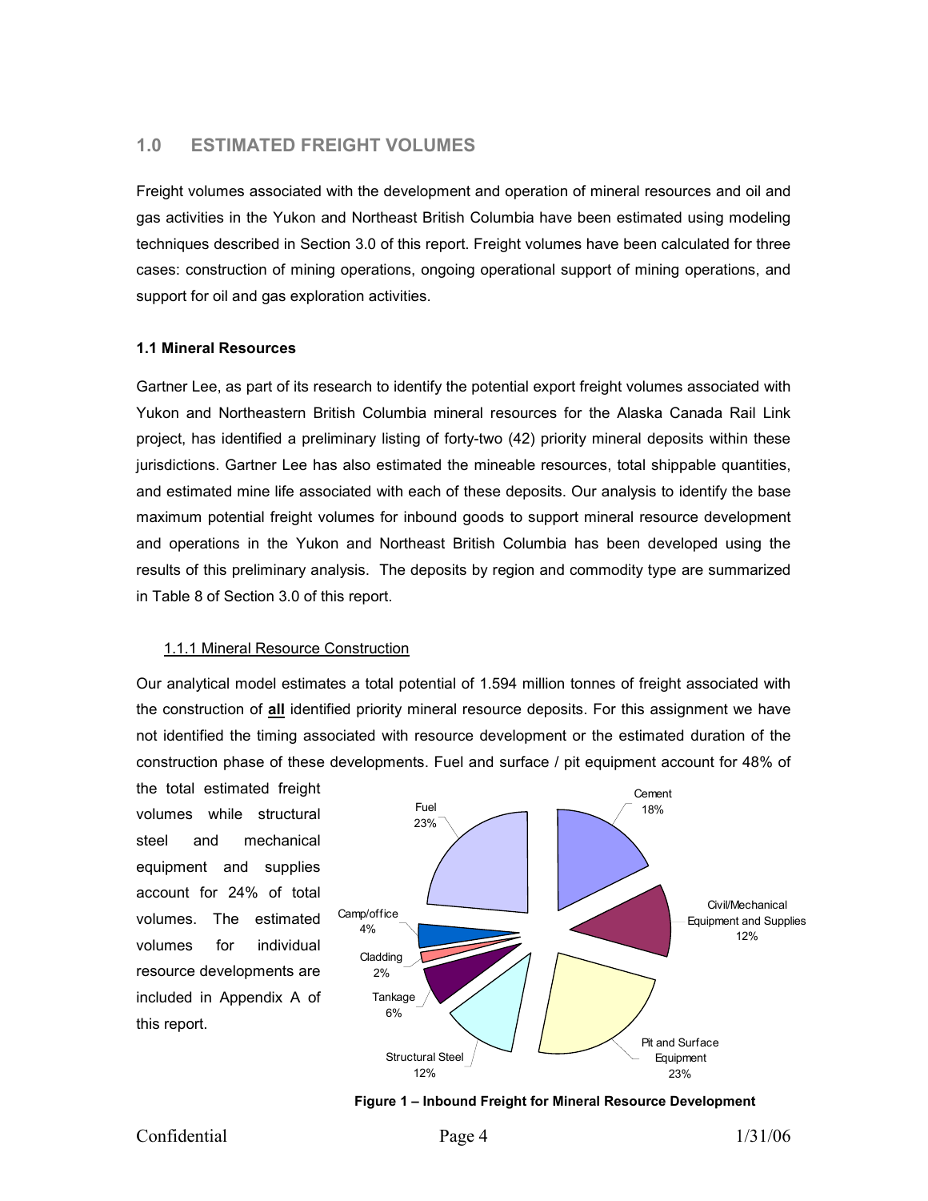## 1.0 ESTIMATED FREIGHT VOLUMES

Freight volumes associated with the development and operation of mineral resources and oil and gas activities in the Yukon and Northeast British Columbia have been estimated using modeling techniques described in Section 3.0 of this report. Freight volumes have been calculated for three cases: construction of mining operations, ongoing operational support of mining operations, and support for oil and gas exploration activities.

### 1.1 Mineral Resources

Gartner Lee, as part of its research to identify the potential export freight volumes associated with Yukon and Northeastern British Columbia mineral resources for the Alaska Canada Rail Link project, has identified a preliminary listing of forty-two (42) priority mineral deposits within these jurisdictions. Gartner Lee has also estimated the mineable resources, total shippable quantities, and estimated mine life associated with each of these deposits. Our analysis to identify the base maximum potential freight volumes for inbound goods to support mineral resource development and operations in the Yukon and Northeast British Columbia has been developed using the results of this preliminary analysis. The deposits by region and commodity type are summarized in Table 8 of Section 3.0 of this report.

#### 1.1.1 Mineral Resource Construction

Our analytical model estimates a total potential of 1.594 million tonnes of freight associated with the construction of **all** identified priority mineral resource deposits. For this assignment we have not identified the timing associated with resource development or the estimated duration of the construction phase of these developments. Fuel and surface / pit equipment account for 48% of the total estimated freight volumes while structural steel and mechanical equipment and supplies account for 24% of total volumes. The estimated volumes for individual resource developments are included in Appendix A of this report.

**Figure 1 – Inbound Freight for Mineral Resource Development**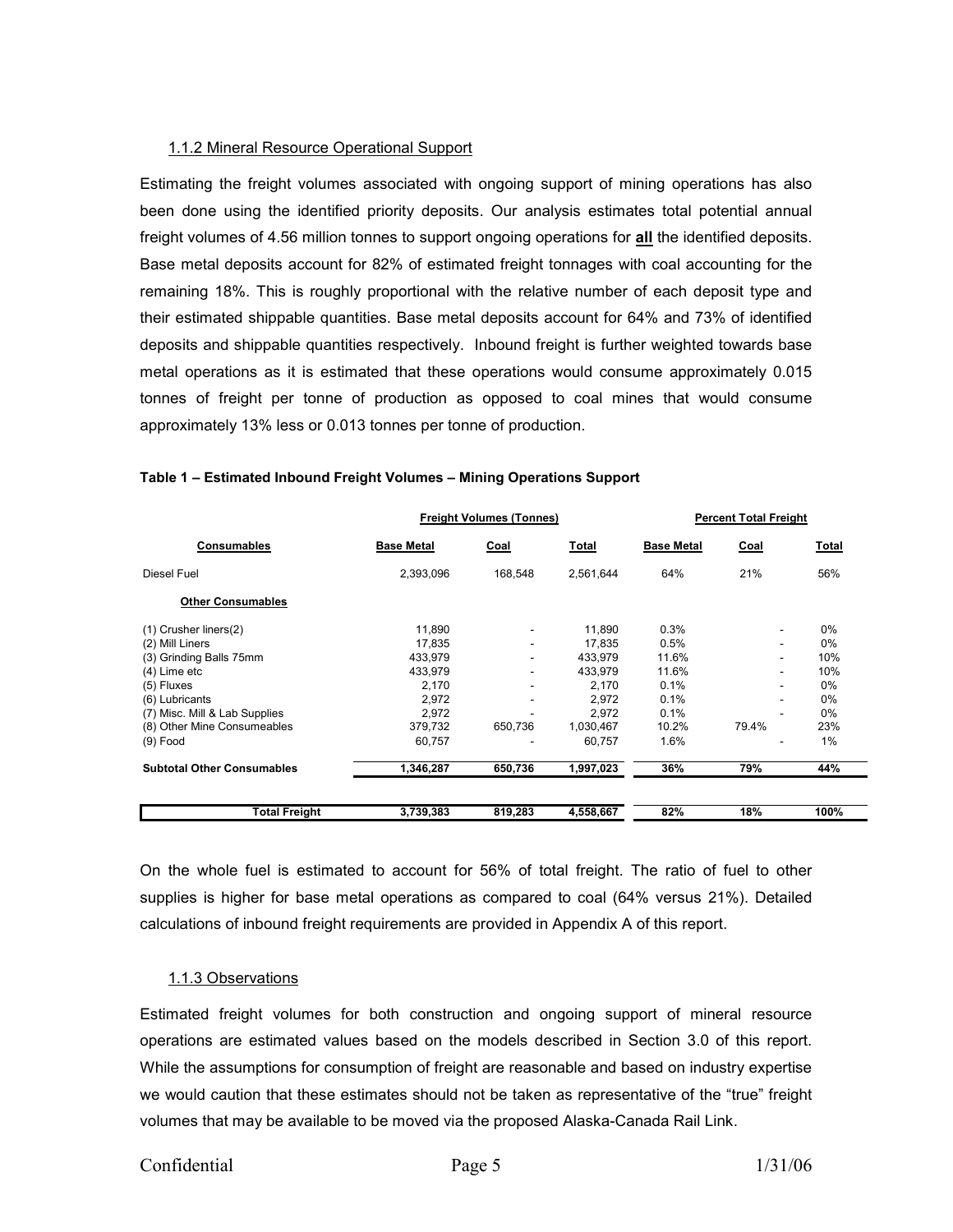### 1.1.2 Mineral Resource Operational Support

Estimating the freight volumes associated with ongoing support of mining operations has also been done using the identified priority deposits. Our analysis estimates total potential annual freight volumes of 4.56 million tonnes to support ongoing operations for **all** the identified deposits. Base metal deposits account for 82% of estimated freight tonnages with coal accounting for the remaining 18%. This is roughly proportional with the relative number of each deposit type and their estimated shippable quantities. Base metal deposits account for 64% and 73% of identified deposits and shippable quantities respectively. Inbound freight is further weighted towards base metal operations as it is estimated that these operations would consume approximately 0.015 tonnes of freight per tonne of production as opposed to coal mines that would consume approximately 13% less or 0.013 tonnes per tonne of production.

**Table 1 – Estimated Inbound Freight Volumes – Mining Operations Support**

| | Freight Volumes (Tonnes) | | | Percent Total Freight | | |
|---|---|---|---|---|---|---|
| **Consumables** | **Base Metal** | **Coal** | **Total** | **Base Metal** | **Coal** | **Total** |
| Diesel Fuel | 2,393,096 | 168,548 | 2,561,644 | 64% | 21% | 56% |
| **Other Consumables** | | | | | | |
| (1) Crusher liners(2) | 11,890 | - | 11,890 | 0.3% | - | 0% |
| (2) Mill Liners | 17,835 | - | 17,835 | 0.5% | - | 0% |
| (3) Grinding Balls 75mm | 433,979 | - | 433,979 | 11.6% | - | 10% |
| (4) Lime etc | 433,979 | - | 433,979 | 11.6% | - | 10% |
| (5) Fluxes | 2,170 | - | 2,170 | 0.1% | - | 0% |
| (6) Lubricants | 2,972 | - | 2,972 | 0.1% | - | 0% |
| (7) Misc. Mill & Lab Supplies | 2,972 | - | 2,972 | 0.1% | - | 0% |
| (8) Other Mine Consumeables | 379,732 | 650,736 | 1,030,467 | 10.2% | 79.4% | 23% |
| (9) Food | 60,757 | - | 60,757 | 1.6% | - | 1% |
| **Subtotal Other Consumables** | **1,346,287** | **650,736** | **1,997,023** | **36%** | **79%** | **44%** |
| **Total Freight** | **3,739,383** | **819,283** | **4,558,667** | **82%** | **18%** | **100%** |

On the whole fuel is estimated to account for 56% of total freight. The ratio of fuel to other supplies is higher for base metal operations as compared to coal (64% versus 21%). Detailed calculations of inbound freight requirements are provided in Appendix A of this report.

### 1.1.3 Observations

Estimated freight volumes for both construction and ongoing support of mineral resource operations are estimated values based on the models described in Section 3.0 of this report. While the assumptions for consumption of freight are reasonable and based on industry expertise we would caution that these estimates should not be taken as representative of the "true" freight volumes that may be available to be moved via the proposed Alaska-Canada Rail Link.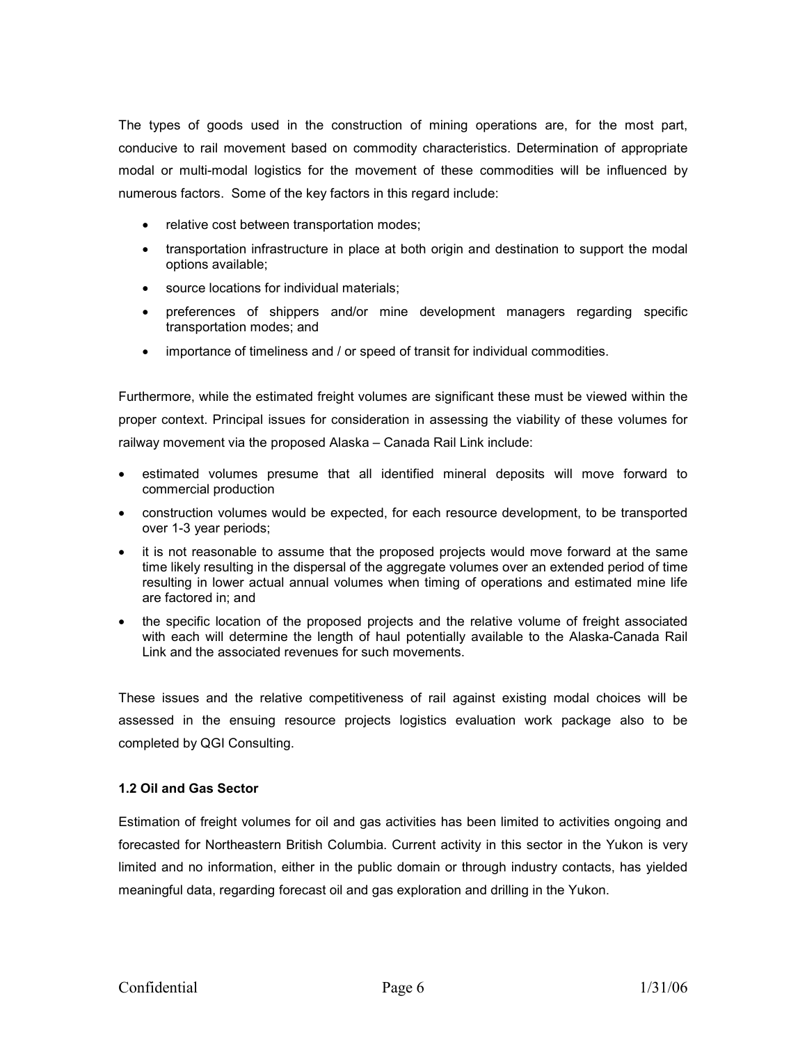The types of goods used in the construction of mining operations are, for the most part, conducive to rail movement based on commodity characteristics. Determination of appropriate modal or multi-modal logistics for the movement of these commodities will be influenced by numerous factors. Some of the key factors in this regard include:

- relative cost between transportation modes;
- transportation infrastructure in place at both origin and destination to support the modal options available;
- source locations for individual materials;
- preferences of shippers and/or mine development managers regarding specific transportation modes; and
- importance of timeliness and / or speed of transit for individual commodities.

Furthermore, while the estimated freight volumes are significant these must be viewed within the proper context. Principal issues for consideration in assessing the viability of these volumes for railway movement via the proposed Alaska – Canada Rail Link include:

- estimated volumes presume that all identified mineral deposits will move forward to commercial production
- construction volumes would be expected, for each resource development, to be transported over 1-3 year periods;
- it is not reasonable to assume that the proposed projects would move forward at the same time likely resulting in the dispersal of the aggregate volumes over an extended period of time resulting in lower actual annual volumes when timing of operations and estimated mine life are factored in; and
- the specific location of the proposed projects and the relative volume of freight associated with each will determine the length of haul potentially available to the Alaska-Canada Rail Link and the associated revenues for such movements.

These issues and the relative competitiveness of rail against existing modal choices will be assessed in the ensuing resource projects logistics evaluation work package also to be completed by QGI Consulting.

**1.2 Oil and Gas Sector**

Estimation of freight volumes for oil and gas activities has been limited to activities ongoing and forecasted for Northeastern British Columbia. Current activity in this sector in the Yukon is very limited and no information, either in the public domain or through industry contacts, has yielded meaningful data, regarding forecast oil and gas exploration and drilling in the Yukon.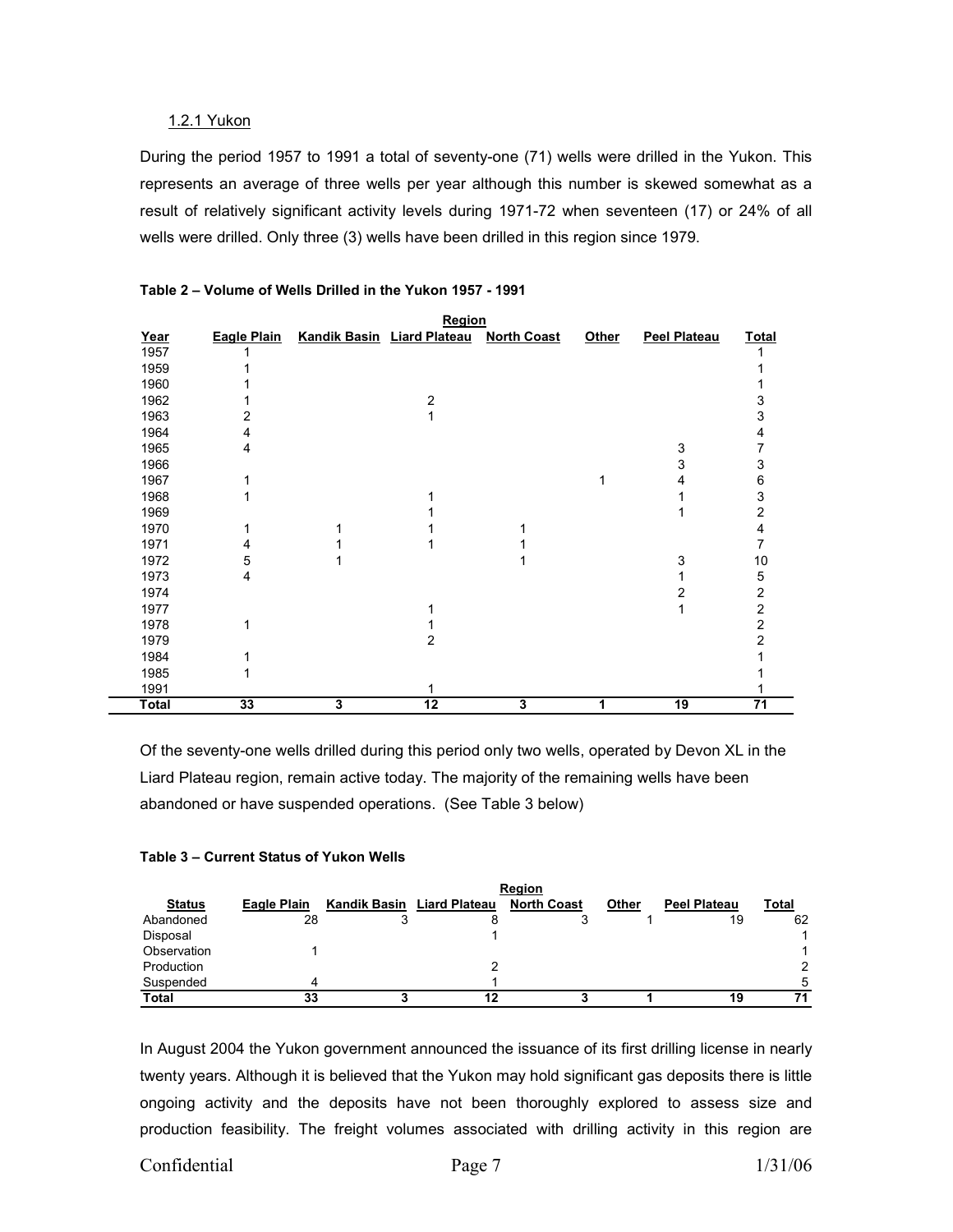### 1.2.1 Yukon

During the period 1957 to 1991 a total of seventy-one (71) wells were drilled in the Yukon. This represents an average of three wells per year although this number is skewed somewhat as a result of relatively significant activity levels during 1971-72 when seventeen (17) or 24% of all wells were drilled. Only three (3) wells have been drilled in this region since 1979.

**Table 2 – Volume of Wells Drilled in the Yukon 1957 - 1991**

| | Region | | | | | | |
|---|---|---|---|---|---|---|---|
| **Year** | **Eagle Plain** | **Kandik Basin** | **Liard Plateau** | **North Coast** | **Other** | **Peel Plateau** | **Total** |
| 1957 | 1 | | | | | | 1 |
| 1959 | 1 | | | | | | 1 |
| 1960 | 1 | | | | | | 1 |
| 1962 | 1 | | 2 | | | | 3 |
| 1963 | 2 | | 1 | | | | 3 |
| 1964 | 4 | | | | | | 4 |
| 1965 | 4 | | | | | 3 | 7 |
| 1966 | | | | | | 3 | 3 |
| 1967 | 1 | | | | 1 | 4 | 6 |
| 1968 | 1 | | 1 | | | 1 | 3 |
| 1969 | | | 1 | | | 1 | 2 |
| 1970 | 1 | 1 | 1 | 1 | | | 4 |
| 1971 | 4 | 1 | 1 | 1 | | | 7 |
| 1972 | 5 | 1 | | 1 | | 3 | 10 |
| 1973 | 4 | | | | | 1 | 5 |
| 1974 | | | | | | 2 | 2 |
| 1977 | | | 1 | | | 1 | 2 |
| 1978 | 1 | | 1 | | | | 2 |
| 1979 | | | 2 | | | | 2 |
| 1984 | 1 | | | | | | 1 |
| 1985 | 1 | | | | | | 1 |
| 1991 | | | 1 | | | | 1 |
| **Total** | **33** | **3** | **12** | **3** | **1** | **19** | **71** |

Of the seventy-one wells drilled during this period only two wells, operated by Devon XL in the Liard Plateau region, remain active today. The majority of the remaining wells have been abandoned or have suspended operations. (See Table 3 below)

**Table 3 – Current Status of Yukon Wells**

| | Region | | | | | | |
|---|---|---|---|---|---|---|---|
| **Status** | **Eagle Plain** | **Kandik Basin** | **Liard Plateau** | **North Coast** | **Other** | **Peel Plateau** | **Total** |
| Abandoned | 28 | 3 | 8 | 3 | 1 | 19 | 62 |
| Disposal | | | 1 | | | | 1 |
| Observation | 1 | | | | | | 1 |
| Production | | | 2 | | | | 2 |
| Suspended | 4 | | 1 | | | | 5 |
| **Total** | **33** | **3** | **12** | **3** | **1** | **19** | **71** |

In August 2004 the Yukon government announced the issuance of its first drilling license in nearly twenty years. Although it is believed that the Yukon may hold significant gas deposits there is little ongoing activity and the deposits have not been thoroughly explored to assess size and production feasibility. The freight volumes associated with drilling activity in this region are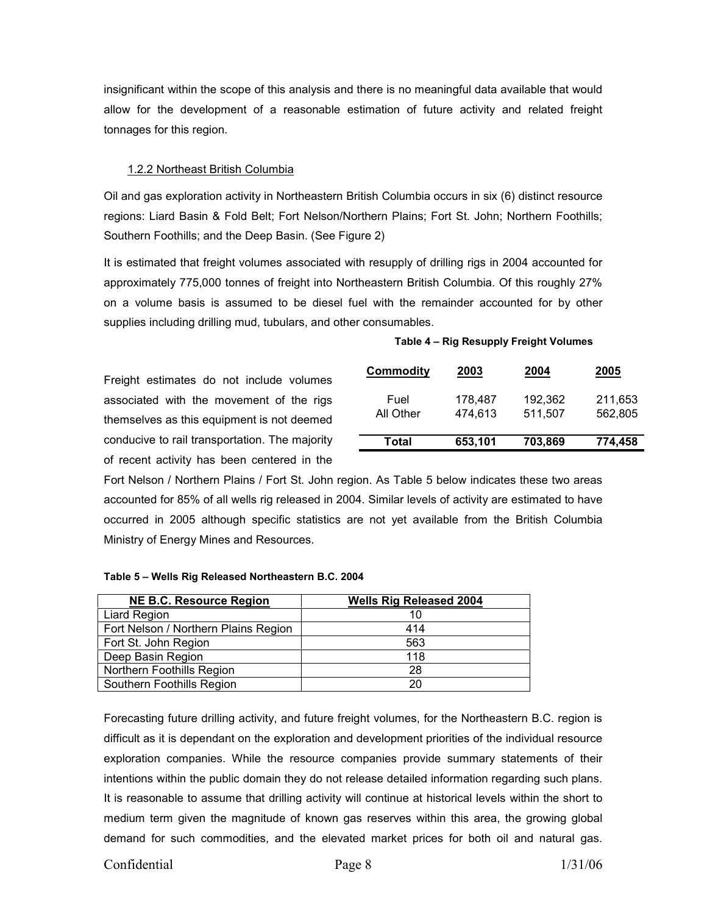insignificant within the scope of this analysis and there is no meaningful data available that would allow for the development of a reasonable estimation of future activity and related freight tonnages for this region.

### 1.2.2 Northeast British Columbia

Oil and gas exploration activity in Northeastern British Columbia occurs in six (6) distinct resource regions: Liard Basin & Fold Belt; Fort Nelson/Northern Plains; Fort St. John; Northern Foothills; Southern Foothills; and the Deep Basin. (See Figure 2)

It is estimated that freight volumes associated with resupply of drilling rigs in 2004 accounted for approximately 775,000 tonnes of freight into Northeastern British Columbia. Of this roughly 27% on a volume basis is assumed to be diesel fuel with the remainder accounted for by other supplies including drilling mud, tubulars, and other consumables.

**Table 4 – Rig Resupply Freight Volumes**

| Commodity | 2003 | 2004 | 2005 |
|---|---|---|---|
| Fuel | 178,487 | 192,362 | 211,653 |
| All Other | 474,613 | 511,507 | 562,805 |
| **Total** | **653,101** | **703,869** | **774,458** |

Freight estimates do not include volumes associated with the movement of the rigs themselves as this equipment is not deemed conducive to rail transportation. The majority of recent activity has been centered in the Fort Nelson / Northern Plains / Fort St. John region. As Table 5 below indicates these two areas accounted for 85% of all wells rig released in 2004. Similar levels of activity are estimated to have occurred in 2005 although specific statistics are not yet available from the British Columbia Ministry of Energy Mines and Resources.

**Table 5 – Wells Rig Released Northeastern B.C. 2004**

| NE B.C. Resource Region | Wells Rig Released 2004 |
|---|---|
| Liard Region | 10 |
| Fort Nelson / Northern Plains Region | 414 |
| Fort St. John Region | 563 |
| Deep Basin Region | 118 |
| Northern Foothills Region | 28 |
| Southern Foothills Region | 20 |

Forecasting future drilling activity, and future freight volumes, for the Northeastern B.C. region is difficult as it is dependant on the exploration and development priorities of the individual resource exploration companies. While the resource companies provide summary statements of their intentions within the public domain they do not release detailed information regarding such plans. It is reasonable to assume that drilling activity will continue at historical levels within the short to medium term given the magnitude of known gas reserves within this area, the growing global demand for such commodities, and the elevated market prices for both oil and natural gas.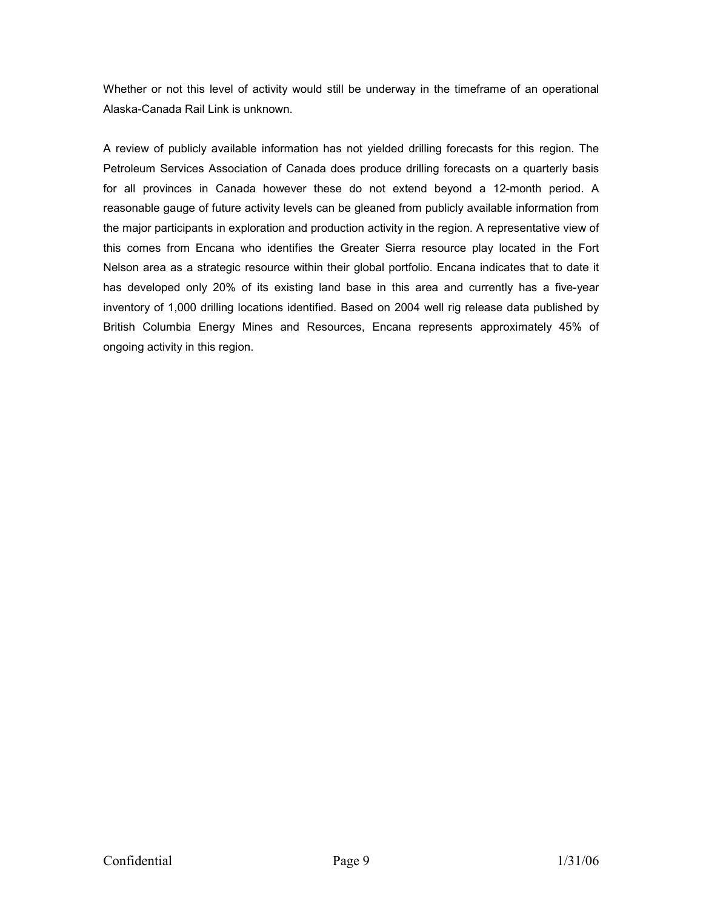Whether or not this level of activity would still be underway in the timeframe of an operational Alaska-Canada Rail Link is unknown.

A review of publicly available information has not yielded drilling forecasts for this region. The Petroleum Services Association of Canada does produce drilling forecasts on a quarterly basis for all provinces in Canada however these do not extend beyond a 12-month period. A reasonable gauge of future activity levels can be gleaned from publicly available information from the major participants in exploration and production activity in the region. A representative view of this comes from Encana who identifies the Greater Sierra resource play located in the Fort Nelson area as a strategic resource within their global portfolio. Encana indicates that to date it has developed only 20% of its existing land base in this area and currently has a five-year inventory of 1,000 drilling locations identified. Based on 2004 well rig release data published by British Columbia Energy Mines and Resources, Encana represents approximately 45% of ongoing activity in this region.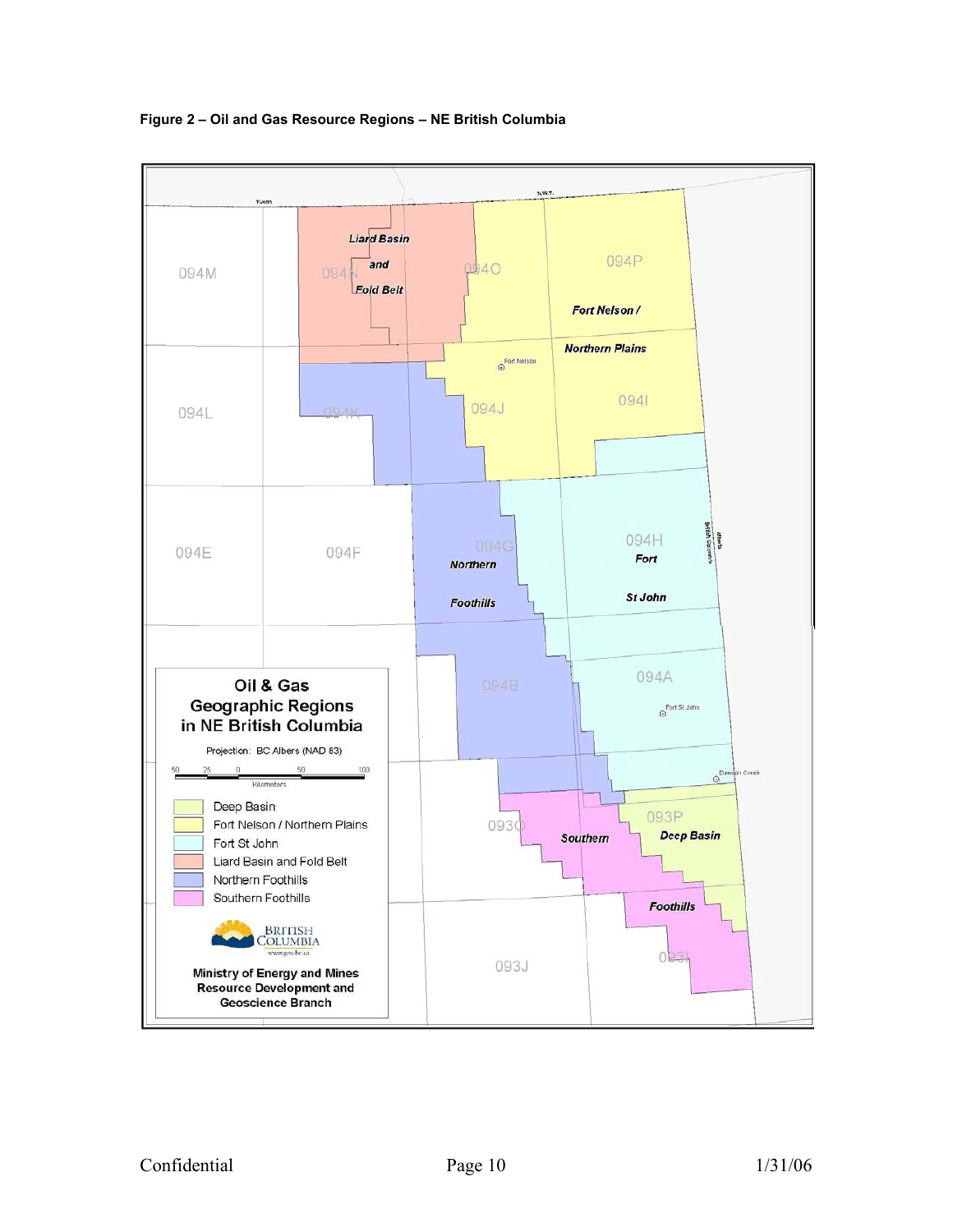**Figure 2 – Oil and Gas Resource Regions – NE British Columbia**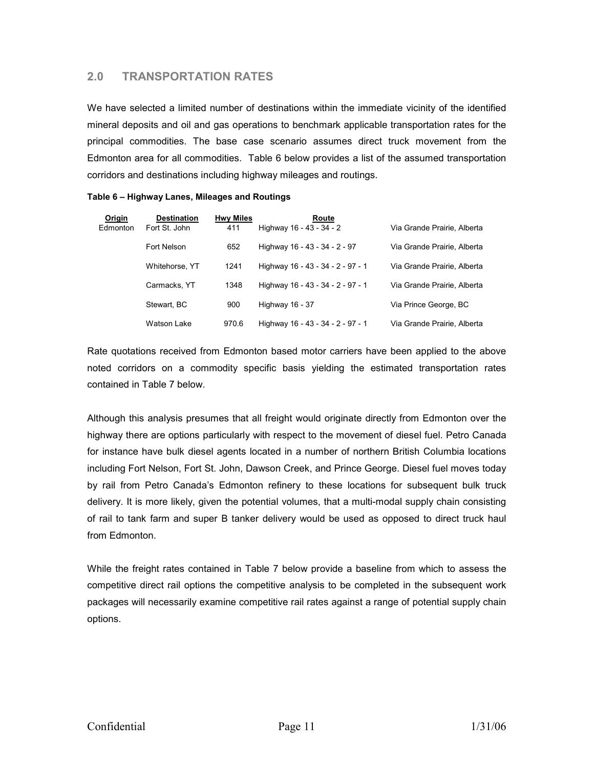## 2.0 TRANSPORTATION RATES

We have selected a limited number of destinations within the immediate vicinity of the identified mineral deposits and oil and gas operations to benchmark applicable transportation rates for the principal commodities. The base case scenario assumes direct truck movement from the Edmonton area for all commodities. Table 6 below provides a list of the assumed transportation corridors and destinations including highway mileages and routings.

**Table 6 – Highway Lanes, Mileages and Routings**

| Origin | Destination | Hwy Miles | Route | |
|---|---|---|---|---|
| Edmonton | Fort St. John | 411 | Highway 16 - 43 - 34 - 2 | Via Grande Prairie, Alberta |
| | Fort Nelson | 652 | Highway 16 - 43 - 34 - 2 - 97 | Via Grande Prairie, Alberta |
| | Whitehorse, YT | 1241 | Highway 16 - 43 - 34 - 2 - 97 - 1 | Via Grande Prairie, Alberta |
| | Carmacks, YT | 1348 | Highway 16 - 43 - 34 - 2 - 97 - 1 | Via Grande Prairie, Alberta |
| | Stewart, BC | 900 | Highway 16 - 37 | Via Prince George, BC |
| | Watson Lake | 970.6 | Highway 16 - 43 - 34 - 2 - 97 - 1 | Via Grande Prairie, Alberta |

Rate quotations received from Edmonton based motor carriers have been applied to the above noted corridors on a commodity specific basis yielding the estimated transportation rates contained in Table 7 below.

Although this analysis presumes that all freight would originate directly from Edmonton over the highway there are options particularly with respect to the movement of diesel fuel. Petro Canada for instance have bulk diesel agents located in a number of northern British Columbia locations including Fort Nelson, Fort St. John, Dawson Creek, and Prince George. Diesel fuel moves today by rail from Petro Canada's Edmonton refinery to these locations for subsequent bulk truck delivery. It is more likely, given the potential volumes, that a multi-modal supply chain consisting of rail to tank farm and super B tanker delivery would be used as opposed to direct truck haul from Edmonton.

While the freight rates contained in Table 7 below provide a baseline from which to assess the competitive direct rail options the competitive analysis to be completed in the subsequent work packages will necessarily examine competitive rail rates against a range of potential supply chain options.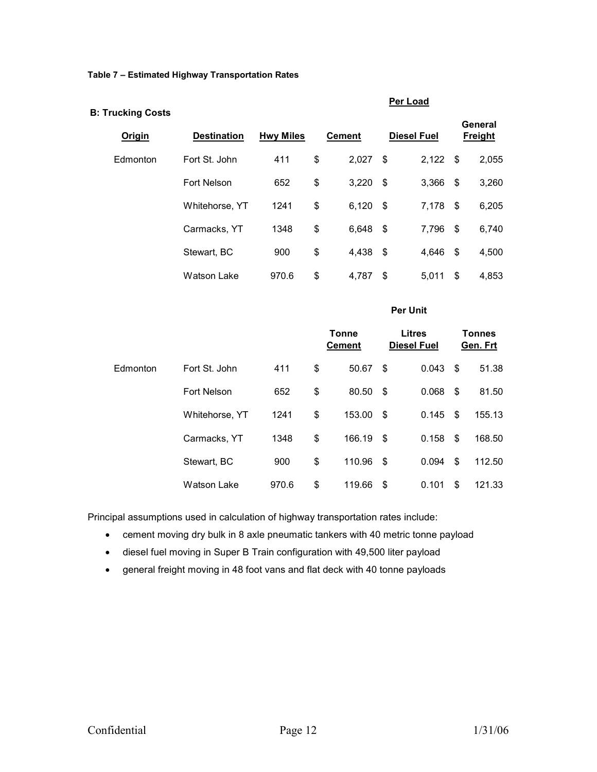**Table 7 – Estimated Highway Transportation Rates**

**B: Trucking Costs**

| Origin | Destination | Hwy Miles | Per Load: Cement | Per Load: Diesel Fuel | Per Load: General Freight |
|---|---|---|---|---|---|
| Edmonton | Fort St. John | 411 | $ 2,027 | $ 2,122 | $ 2,055 |
| | Fort Nelson | 652 | $ 3,220 | $ 3,366 | $ 3,260 |
| | Whitehorse, YT | 1241 | $ 6,120 | $ 7,178 | $ 6,205 |
| | Carmacks, YT | 1348 | $ 6,648 | $ 7,796 | $ 6,740 |
| | Stewart, BC | 900 | $ 4,438 | $ 4,646 | $ 4,500 |
| | Watson Lake | 970.6 | $ 4,787 | $ 5,011 | $ 4,853 |

| Origin | Destination | Hwy Miles | Per Unit: Tonne Cement | Per Unit: Litres Diesel Fuel | Per Unit: Tonnes Gen. Frt |
|---|---|---|---|---|---|
| Edmonton | Fort St. John | 411 | $ 50.67 | $ 0.043 | $ 51.38 |
| | Fort Nelson | 652 | $ 80.50 | $ 0.068 | $ 81.50 |
| | Whitehorse, YT | 1241 | $ 153.00 | $ 0.145 | $ 155.13 |
| | Carmacks, YT | 1348 | $ 166.19 | $ 0.158 | $ 168.50 |
| | Stewart, BC | 900 | $ 110.96 | $ 0.094 | $ 112.50 |
| | Watson Lake | 970.6 | $ 119.66 | $ 0.101 | $ 121.33 |

Principal assumptions used in calculation of highway transportation rates include:

- cement moving dry bulk in 8 axle pneumatic tankers with 40 metric tonne payload
- diesel fuel moving in Super B Train configuration with 49,500 liter payload
- general freight moving in 48 foot vans and flat deck with 40 tonne payloads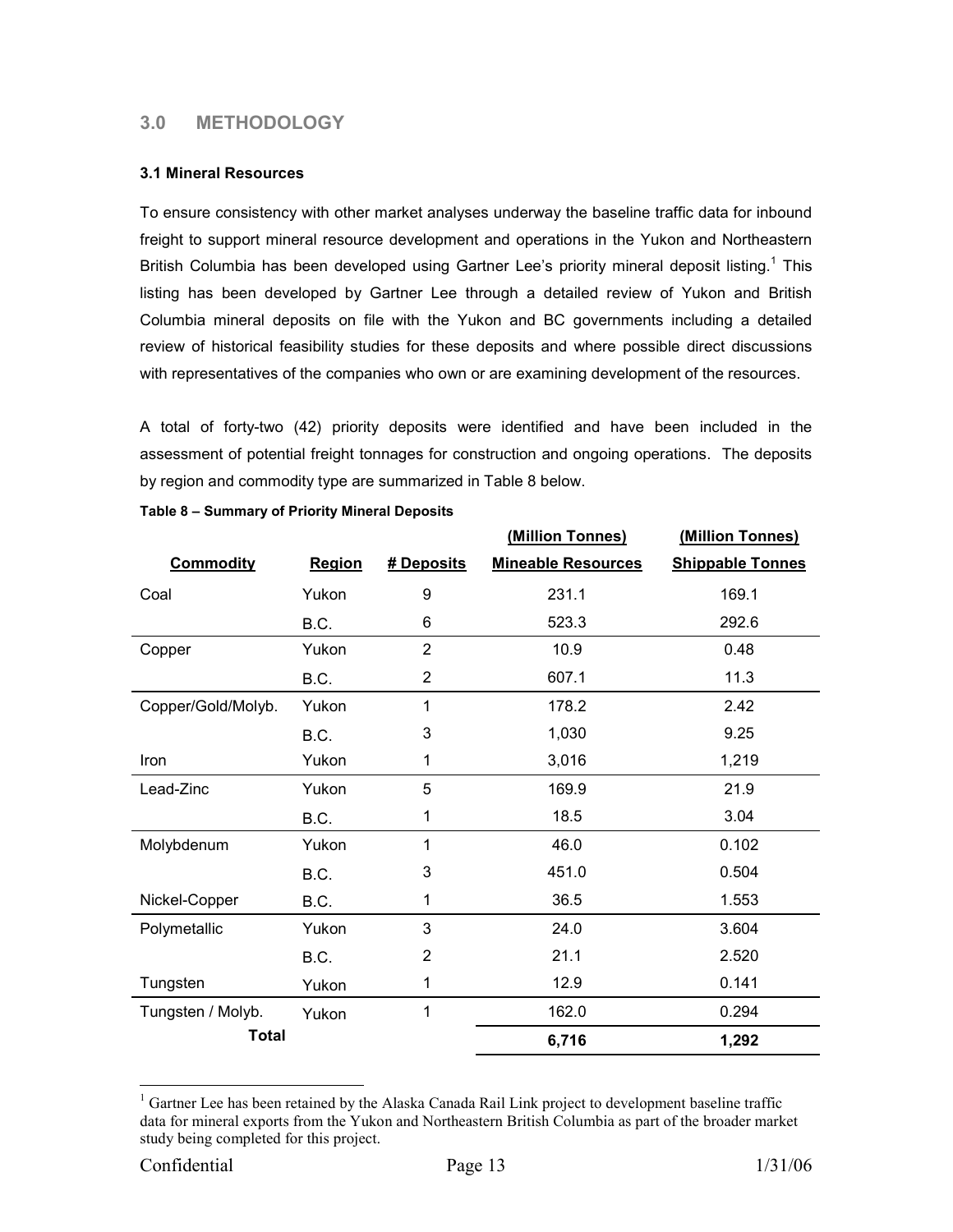## 3.0 METHODOLOGY

### 3.1 Mineral Resources

To ensure consistency with other market analyses underway the baseline traffic data for inbound freight to support mineral resource development and operations in the Yukon and Northeastern British Columbia has been developed using Gartner Lee's priority mineral deposit listing.[1] This listing has been developed by Gartner Lee through a detailed review of Yukon and British Columbia mineral deposits on file with the Yukon and BC governments including a detailed review of historical feasibility studies for these deposits and where possible direct discussions with representatives of the companies who own or are examining development of the resources.

A total of forty-two (42) priority deposits were identified and have been included in the assessment of potential freight tonnages for construction and ongoing operations. The deposits by region and commodity type are summarized in Table 8 below.

**Table 8 – Summary of Priority Mineral Deposits**

| Commodity | Region | # Deposits | (Million Tonnes) Mineable Resources | (Million Tonnes) Shippable Tonnes |
|---|---|---|---|---|
| Coal | Yukon | 9 | 231.1 | 169.1 |
| | B.C. | 6 | 523.3 | 292.6 |
| Copper | Yukon | 2 | 10.9 | 0.48 |
| | B.C. | 2 | 607.1 | 11.3 |
| Copper/Gold/Molyb. | Yukon | 1 | 178.2 | 2.42 |
| | B.C. | 3 | 1,030 | 9.25 |
| Iron | Yukon | 1 | 3,016 | 1,219 |
| Lead-Zinc | Yukon | 5 | 169.9 | 21.9 |
| | B.C. | 1 | 18.5 | 3.04 |
| Molybdenum | Yukon | 1 | 46.0 | 0.102 |
| | B.C. | 3 | 451.0 | 0.504 |
| Nickel-Copper | B.C. | 1 | 36.5 | 1.553 |
| Polymetallic | Yukon | 3 | 24.0 | 3.604 |
| | B.C. | 2 | 21.1 | 2.520 |
| Tungsten | Yukon | 1 | 12.9 | 0.141 |
| Tungsten / Molyb. | Yukon | 1 | 162.0 | 0.294 |
| **Total** | | | **6,716** | **1,292** |

[1] Gartner Lee has been retained by the Alaska Canada Rail Link project to development baseline traffic data for mineral exports from the Yukon and Northeastern British Columbia as part of the broader market study being completed for this project.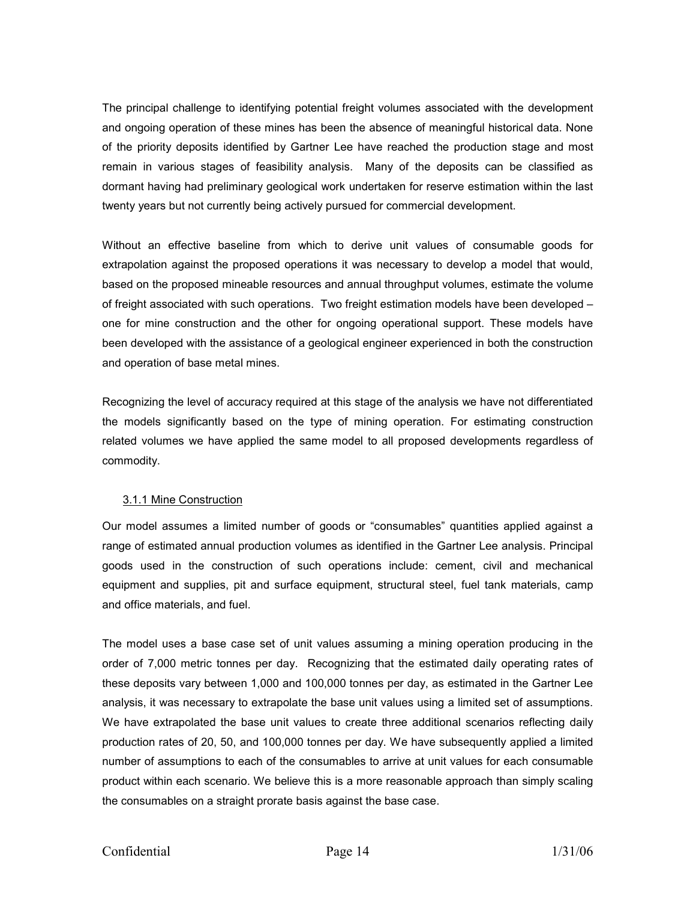The principal challenge to identifying potential freight volumes associated with the development and ongoing operation of these mines has been the absence of meaningful historical data. None of the priority deposits identified by Gartner Lee have reached the production stage and most remain in various stages of feasibility analysis. Many of the deposits can be classified as dormant having had preliminary geological work undertaken for reserve estimation within the last twenty years but not currently being actively pursued for commercial development.

Without an effective baseline from which to derive unit values of consumable goods for extrapolation against the proposed operations it was necessary to develop a model that would, based on the proposed mineable resources and annual throughput volumes, estimate the volume of freight associated with such operations. Two freight estimation models have been developed – one for mine construction and the other for ongoing operational support. These models have been developed with the assistance of a geological engineer experienced in both the construction and operation of base metal mines.

Recognizing the level of accuracy required at this stage of the analysis we have not differentiated the models significantly based on the type of mining operation. For estimating construction related volumes we have applied the same model to all proposed developments regardless of commodity.

### 3.1.1 Mine Construction

Our model assumes a limited number of goods or "consumables" quantities applied against a range of estimated annual production volumes as identified in the Gartner Lee analysis. Principal goods used in the construction of such operations include: cement, civil and mechanical equipment and supplies, pit and surface equipment, structural steel, fuel tank materials, camp and office materials, and fuel.

The model uses a base case set of unit values assuming a mining operation producing in the order of 7,000 metric tonnes per day. Recognizing that the estimated daily operating rates of these deposits vary between 1,000 and 100,000 tonnes per day, as estimated in the Gartner Lee analysis, it was necessary to extrapolate the base unit values using a limited set of assumptions. We have extrapolated the base unit values to create three additional scenarios reflecting daily production rates of 20, 50, and 100,000 tonnes per day. We have subsequently applied a limited number of assumptions to each of the consumables to arrive at unit values for each consumable product within each scenario. We believe this is a more reasonable approach than simply scaling the consumables on a straight prorate basis against the base case.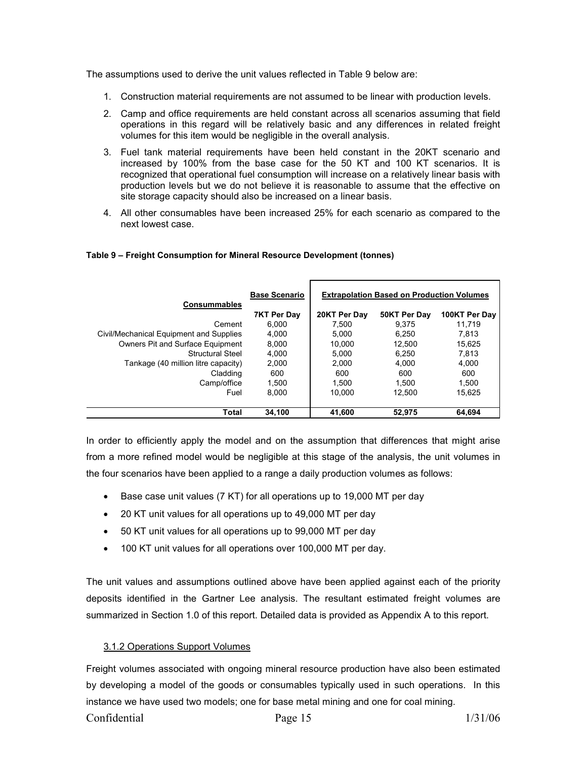The assumptions used to derive the unit values reflected in Table 9 below are:

1. Construction material requirements are not assumed to be linear with production levels.
2. Camp and office requirements are held constant across all scenarios assuming that field operations in this regard will be relatively basic and any differences in related freight volumes for this item would be negligible in the overall analysis.
3. Fuel tank material requirements have been held constant in the 20KT scenario and increased by 100% from the base case for the 50 KT and 100 KT scenarios. It is recognized that operational fuel consumption will increase on a relatively linear basis with production levels but we do not believe it is reasonable to assume that the effective on site storage capacity should also be increased on a linear basis.
4. All other consumables have been increased 25% for each scenario as compared to the next lowest case.

**Table 9 – Freight Consumption for Mineral Resource Development (tonnes)**

| Consummables | Base Scenario | Extrapolation Based on Production Volumes | | |
|---|---|---|---|---|
| | 7KT Per Day | 20KT Per Day | 50KT Per Day | 100KT Per Day |
| Cement | 6,000 | 7,500 | 9,375 | 11,719 |
| Civil/Mechanical Equipment and Supplies | 4,000 | 5,000 | 6,250 | 7,813 |
| Owners Pit and Surface Equipment | 8,000 | 10,000 | 12,500 | 15,625 |
| Structural Steel | 4,000 | 5,000 | 6,250 | 7,813 |
| Tankage (40 million litre capacity) | 2,000 | 2,000 | 4,000 | 4,000 |
| Cladding | 600 | 600 | 600 | 600 |
| Camp/office | 1,500 | 1,500 | 1,500 | 1,500 |
| Fuel | 8,000 | 10,000 | 12,500 | 15,625 |
| **Total** | **34,100** | **41,600** | **52,975** | **64,694** |

In order to efficiently apply the model and on the assumption that differences that might arise from a more refined model would be negligible at this stage of the analysis, the unit volumes in the four scenarios have been applied to a range a daily production volumes as follows:

- Base case unit values (7 KT) for all operations up to 19,000 MT per day
- 20 KT unit values for all operations up to 49,000 MT per day
- 50 KT unit values for all operations up to 99,000 MT per day
- 100 KT unit values for all operations over 100,000 MT per day.

The unit values and assumptions outlined above have been applied against each of the priority deposits identified in the Gartner Lee analysis. The resultant estimated freight volumes are summarized in Section 1.0 of this report. Detailed data is provided as Appendix A to this report.

### 3.1.2 Operations Support Volumes

Freight volumes associated with ongoing mineral resource production have also been estimated by developing a model of the goods or consumables typically used in such operations. In this instance we have used two models; one for base metal mining and one for coal mining.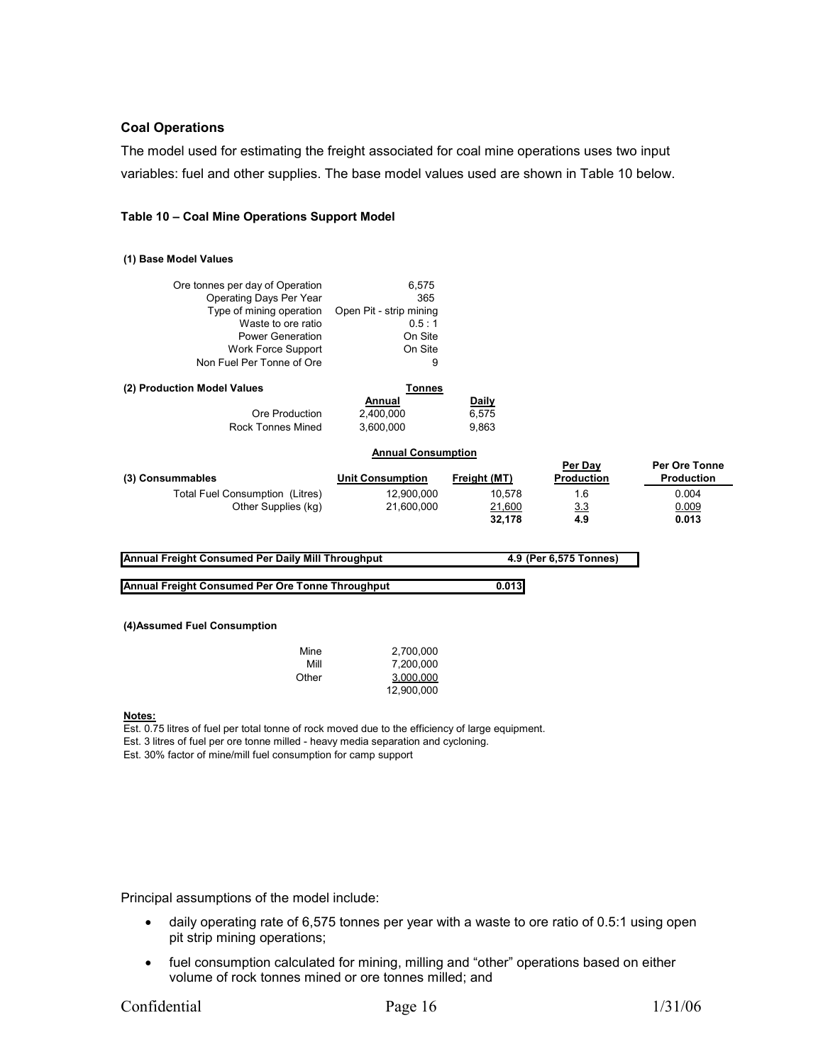### Coal Operations

The model used for estimating the freight associated for coal mine operations uses two input variables: fuel and other supplies. The base model values used are shown in Table 10 below.

**Table 10 – Coal Mine Operations Support Model**

**(1) Base Model Values**

| | |
|---|---|
| Ore tonnes per day of Operation | 6,575 |
| Operating Days Per Year | 365 |
| Type of mining operation | Open Pit - strip mining |
| Waste to ore ratio | 0.5 : 1 |
| Power Generation | On Site |
| Work Force Support | On Site |
| Non Fuel Per Tonne of Ore | 9 |

**(2) Production Model Values**

| | Tonnes | |
|---|---|---|
| | **Annual** | **Daily** |
| Ore Production | 2,400,000 | 6,575 |
| Rock Tonnes Mined | 3,600,000 | 9,863 |

| | Annual Consumption | | | |
|---|---|---|---|---|
| **(3) Consummables** | **Unit Consumption** | **Freight (MT)** | **Per Day Production** | **Per Ore Tonne Production** |
| Total Fuel Consumption (Litres) | 12,900,000 | 10,578 | 1.6 | 0.004 |
| Other Supplies (kg) | 21,600,000 | 21,600 | 3.3 | 0.009 |
| | | **32,178** | **4.9** | **0.013** |

| | |
|---|---|
| **Annual Freight Consumed Per Daily Mill Throughput** | **4.9 (Per 6,575 Tonnes)** |
| **Annual Freight Consumed Per Ore Tonne Throughput** | **0.013** |

**(4)Assumed Fuel Consumption**

| | |
|---|---|
| Mine | 2,700,000 |
| Mill | 7,200,000 |
| Other | 3,000,000 |
| | 12,900,000 |

**Notes:**

Est. 0.75 litres of fuel per total tonne of rock moved due to the efficiency of large equipment.
Est. 3 litres of fuel per ore tonne milled - heavy media separation and cycloning.
Est. 30% factor of mine/mill fuel consumption for camp support

Principal assumptions of the model include:

- daily operating rate of 6,575 tonnes per year with a waste to ore ratio of 0.5:1 using open pit strip mining operations;
- fuel consumption calculated for mining, milling and "other" operations based on either volume of rock tonnes mined or ore tonnes milled; and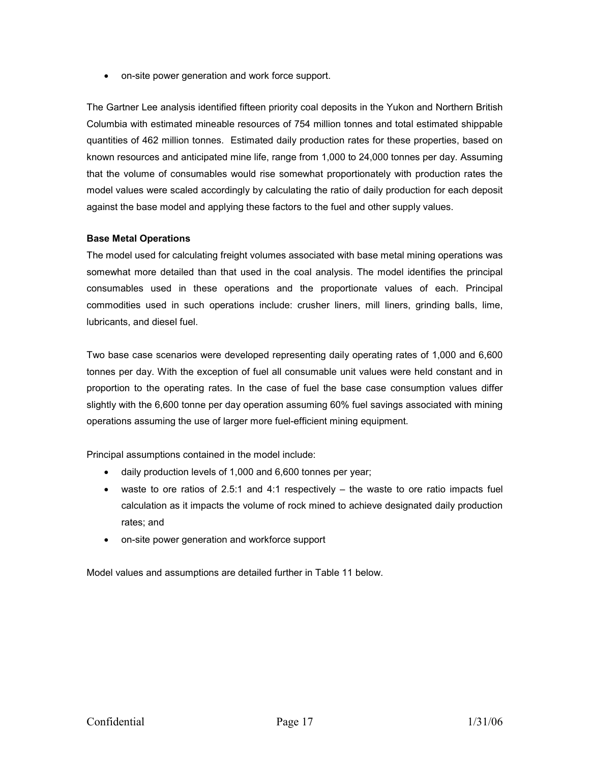- on-site power generation and work force support.

The Gartner Lee analysis identified fifteen priority coal deposits in the Yukon and Northern British Columbia with estimated mineable resources of 754 million tonnes and total estimated shippable quantities of 462 million tonnes. Estimated daily production rates for these properties, based on known resources and anticipated mine life, range from 1,000 to 24,000 tonnes per day. Assuming that the volume of consumables would rise somewhat proportionately with production rates the model values were scaled accordingly by calculating the ratio of daily production for each deposit against the base model and applying these factors to the fuel and other supply values.

**Base Metal Operations**

The model used for calculating freight volumes associated with base metal mining operations was somewhat more detailed than that used in the coal analysis. The model identifies the principal consumables used in these operations and the proportionate values of each. Principal commodities used in such operations include: crusher liners, mill liners, grinding balls, lime, lubricants, and diesel fuel.

Two base case scenarios were developed representing daily operating rates of 1,000 and 6,600 tonnes per day. With the exception of fuel all consumable unit values were held constant and in proportion to the operating rates. In the case of fuel the base case consumption values differ slightly with the 6,600 tonne per day operation assuming 60% fuel savings associated with mining operations assuming the use of larger more fuel-efficient mining equipment.

Principal assumptions contained in the model include:

- daily production levels of 1,000 and 6,600 tonnes per year;
- waste to ore ratios of 2.5:1 and 4:1 respectively – the waste to ore ratio impacts fuel calculation as it impacts the volume of rock mined to achieve designated daily production rates; and
- on-site power generation and workforce support

Model values and assumptions are detailed further in Table 11 below.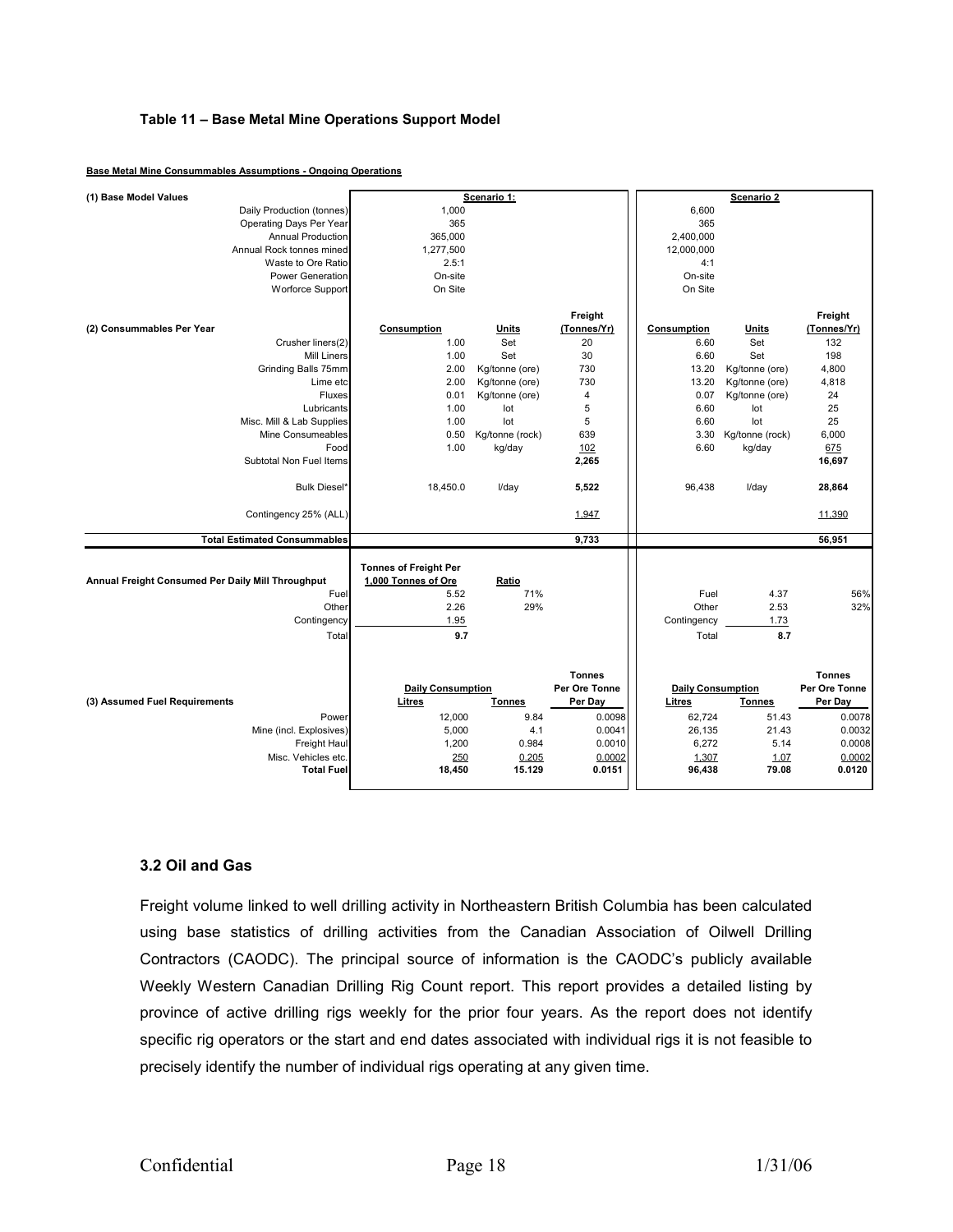#### Table 11 – Base Metal Mine Operations Support Model

**Base Metal Mine Consummables Assumptions - Ongoing Operations**

| (1) Base Model Values | Scenario 1: | | | Scenario 2 | | |
|---|---|---|---|---|---|---|
| Daily Production (tonnes) | 1,000 | | | 6,600 | | |
| Operating Days Per Year | 365 | | | 365 | | |
| Annual Production | 365,000 | | | 2,400,000 | | |
| Annual Rock tonnes mined | 1,277,500 | | | 12,000,000 | | |
| Waste to Ore Ratio | 2.5:1 | | | 4:1 | | |
| Power Generation | On-site | | | On-site | | |
| Worforce Support | On Site | | | On Site | | |
| **(2) Consummables Per Year** | **Consumption** | **Units** | **Freight (Tonnes/Yr)** | **Consumption** | **Units** | **Freight (Tonnes/Yr)** |
| Crusher liners(2) | 1.00 | Set | 20 | 6.60 | Set | 132 |
| Mill Liners | 1.00 | Set | 30 | 6.60 | Set | 198 |
| Grinding Balls 75mm | 2.00 | Kg/tonne (ore) | 730 | 13.20 | Kg/tonne (ore) | 4,800 |
| Lime etc | 2.00 | Kg/tonne (ore) | 730 | 13.20 | Kg/tonne (ore) | 4,818 |
| Fluxes | 0.01 | Kg/tonne (ore) | 4 | 0.07 | Kg/tonne (ore) | 24 |
| Lubricants | 1.00 | lot | 5 | 6.60 | lot | 25 |
| Misc. Mill & Lab Supplies | 1.00 | lot | 5 | 6.60 | lot | 25 |
| Mine Consumeables | 0.50 | Kg/tonne (rock) | 639 | 3.30 | Kg/tonne (rock) | 6,000 |
| Food | 1.00 | kg/day | 102 | 6.60 | kg/day | 675 |
| Subtotal Non Fuel Items | | | **2,265** | | | **16,697** |
| Bulk Diesel* | 18,450.0 | l/day | **5,522** | 96,438 | l/day | **28,864** |
| Contingency 25% (ALL) | | | 1,947 | | | 11,390 |
| **Total Estimated Consummables** | | | **9,733** | | | **56,951** |

| Annual Freight Consumed Per Daily Mill Throughput | Tonnes of Freight Per 1,000 Tonnes of Ore | Ratio | | | |
|---|---|---|---|---|---|
| Fuel | 5.52 | 71% | Fuel | 4.37 | 56% |
| Other | 2.26 | 29% | Other | 2.53 | 32% |
| Contingency | 1.95 | | Contingency | 1.73 | |
| Total | **9.7** | | Total | **8.7** | |

| (3) Assumed Fuel Requirements | Daily Consumption Litres | Daily Consumption Tonnes | Tonnes Per Ore Tonne Per Day | Daily Consumption Litres | Daily Consumption Tonnes | Tonnes Per Ore Tonne Per Day |
|---|---|---|---|---|---|---|
| Power | 12,000 | 9.84 | 0.0098 | 62,724 | 51.43 | 0.0078 |
| Mine (incl. Explosives) | 5,000 | 4.1 | 0.0041 | 26,135 | 21.43 | 0.0032 |
| Freight Haul | 1,200 | 0.984 | 0.0010 | 6,272 | 5.14 | 0.0008 |
| Misc. Vehicles etc. | 250 | 0.205 | 0.0002 | 1,307 | 1.07 | 0.0002 |
| **Total Fuel** | **18,450** | **15.129** | **0.0151** | **96,438** | **79.08** | **0.0120** |

### 3.2 Oil and Gas

Freight volume linked to well drilling activity in Northeastern British Columbia has been calculated using base statistics of drilling activities from the Canadian Association of Oilwell Drilling Contractors (CAODC). The principal source of information is the CAODC's publicly available Weekly Western Canadian Drilling Rig Count report. This report provides a detailed listing by province of active drilling rigs weekly for the prior four years. As the report does not identify specific rig operators or the start and end dates associated with individual rigs it is not feasible to precisely identify the number of individual rigs operating at any given time.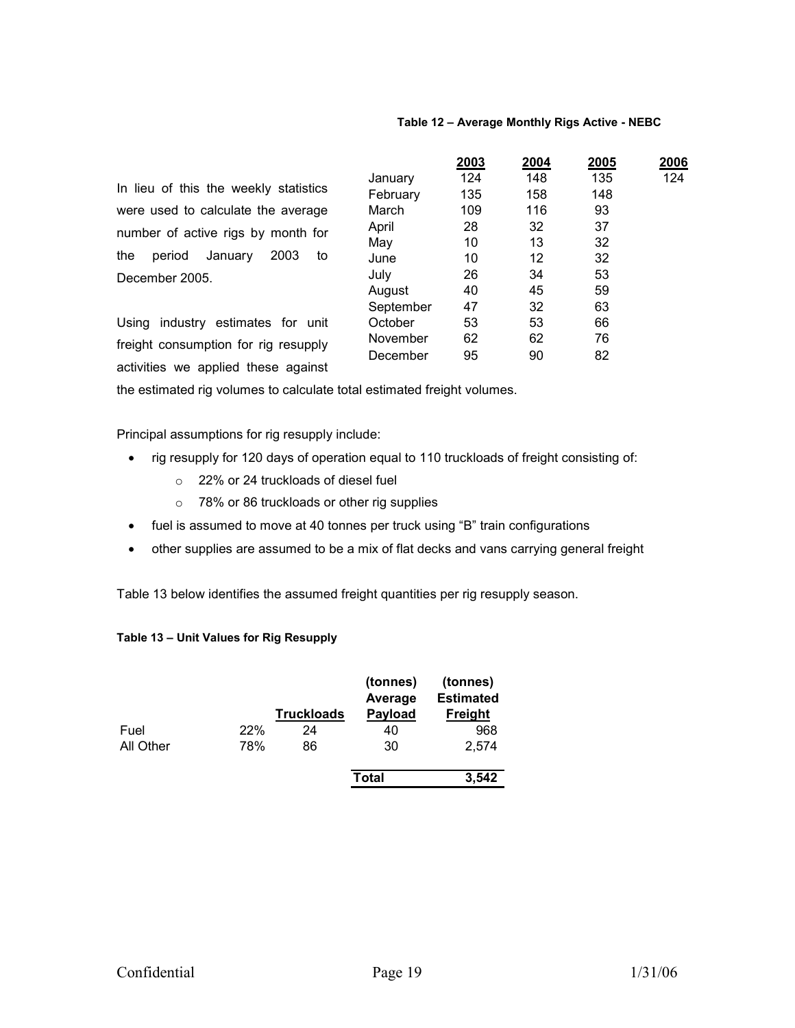**Table 12 – Average Monthly Rigs Active - NEBC**

| | 2003 | 2004 | 2005 | 2006 |
|---|---|---|---|---|
| January | 124 | 148 | 135 | 124 |
| February | 135 | 158 | 148 | |
| March | 109 | 116 | 93 | |
| April | 28 | 32 | 37 | |
| May | 10 | 13 | 32 | |
| June | 10 | 12 | 32 | |
| July | 26 | 34 | 53 | |
| August | 40 | 45 | 59 | |
| September | 47 | 32 | 63 | |
| October | 53 | 53 | 66 | |
| November | 62 | 62 | 76 | |
| December | 95 | 90 | 82 | |

In lieu of this the weekly statistics were used to calculate the average number of active rigs by month for the period January 2003 to December 2005.

Using industry estimates for unit freight consumption for rig resupply activities we applied these against the estimated rig volumes to calculate total estimated freight volumes.

Principal assumptions for rig resupply include:

- rig resupply for 120 days of operation equal to 110 truckloads of freight consisting of:
  - 22% or 24 truckloads of diesel fuel
  - 78% or 86 truckloads or other rig supplies
- fuel is assumed to move at 40 tonnes per truck using "B" train configurations
- other supplies are assumed to be a mix of flat decks and vans carrying general freight

Table 13 below identifies the assumed freight quantities per rig resupply season.

**Table 13 – Unit Values for Rig Resupply**

| | | Truckloads | (tonnes) Average Payload | (tonnes) Estimated Freight |
|---|---|---|---|---|
| Fuel | 22% | 24 | 40 | 968 |
| All Other | 78% | 86 | 30 | 2,574 |
| | | | **Total** | **3,542** |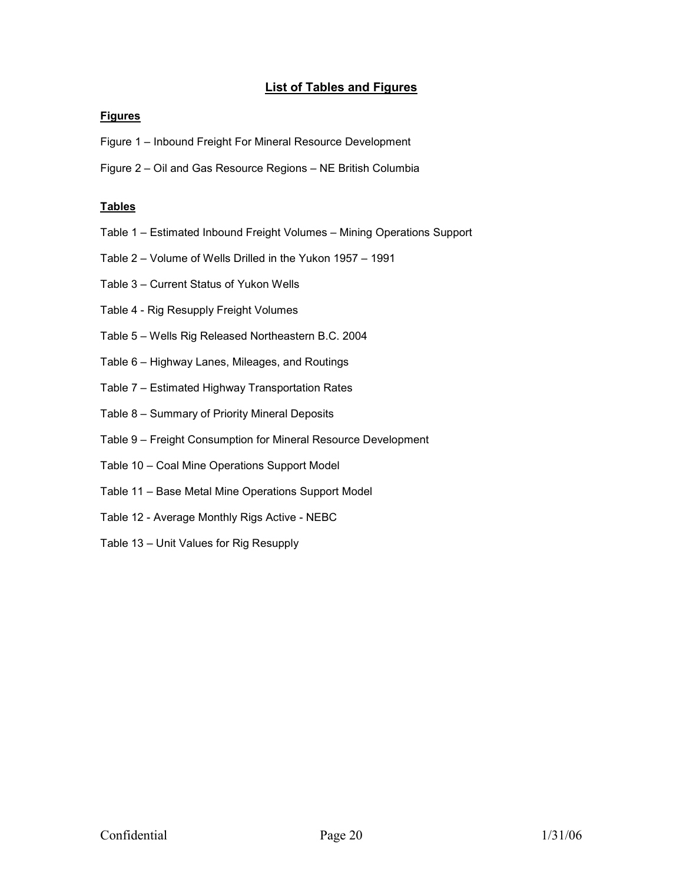# List of Tables and Figures

## Figures

Figure 1 – Inbound Freight For Mineral Resource Development

Figure 2 – Oil and Gas Resource Regions – NE British Columbia

## Tables

Table 1 – Estimated Inbound Freight Volumes – Mining Operations Support

Table 2 – Volume of Wells Drilled in the Yukon 1957 – 1991

Table 3 – Current Status of Yukon Wells

Table 4 - Rig Resupply Freight Volumes

Table 5 – Wells Rig Released Northeastern B.C. 2004

Table 6 – Highway Lanes, Mileages, and Routings

Table 7 – Estimated Highway Transportation Rates

Table 8 – Summary of Priority Mineral Deposits

Table 9 – Freight Consumption for Mineral Resource Development

Table 10 – Coal Mine Operations Support Model

Table 11 – Base Metal Mine Operations Support Model

Table 12 - Average Monthly Rigs Active - NEBC

Table 13 – Unit Values for Rig Resupply